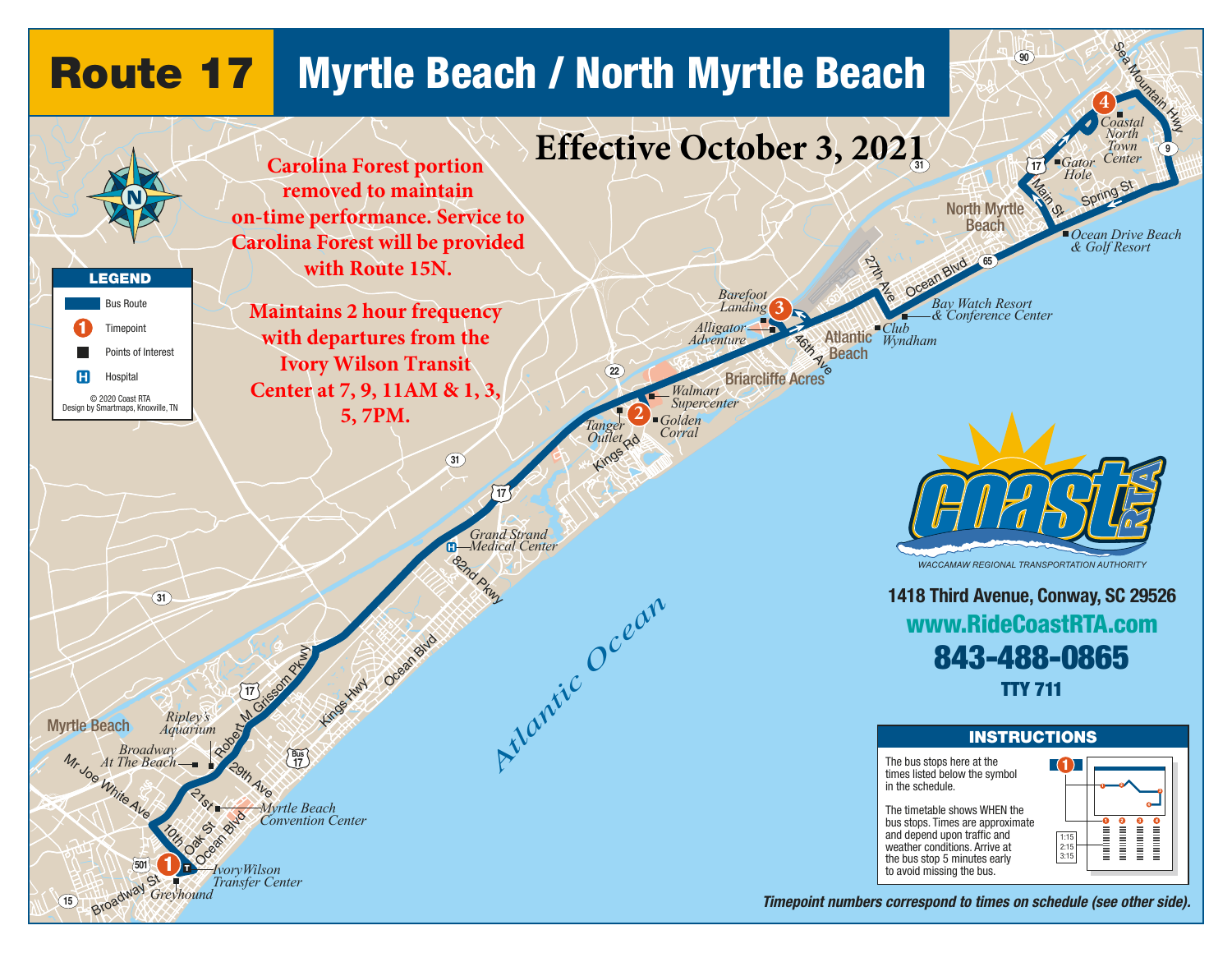# Route 17 Myrtle Beach / North Myrtle Beach

**Effective October 3, 2021**

**Carolina Forest portion removed to maintain on-time performance. Service to Carolina Forest will be provided with Route 15N.**

**Maintains 2 hour frequency with departures from the Ivory Wilson Transit Center at 7, 9, 11AM & 1, 3, 5, 7PM.**

## LEGEND

- Bus Route
- Timepoint
- Points of Interest
- Hospital

© 2020 Coast RTA
Design by Smartmaps, Knoxville, TN

Timepoints and points of interest:

1. Ivory Wilson Transfer Center
2. Tanger Outlet / Walmart Supercenter / Golden Corral
3. Barefoot Landing / Alligator Adventure
4. Coastal North Town Center

Other points of interest: Greyhound, Myrtle Beach Convention Center, Broadway At The Beach, Ripley's Aquarium, Grand Strand Medical Center, Club Wyndham, Bay Watch Resort & Conference Center, Ocean Drive Beach & Golf Resort, Gator Hole

COAST RTA
WACCAMAW REGIONAL TRANSPORTATION AUTHORITY

**1418 Third Avenue, Conway, SC 29526**

**www.RideCoastRTA.com**

**843-488-0865**

**TTY 711**

## INSTRUCTIONS

The bus stops here at the times listed below the symbol in the schedule.

The timetable shows WHEN the bus stops. Times are approximate and depend upon traffic and weather conditions. Arrive at the bus stop 5 minutes early to avoid missing the bus.

*Timepoint numbers correspond to times on schedule (see other side).*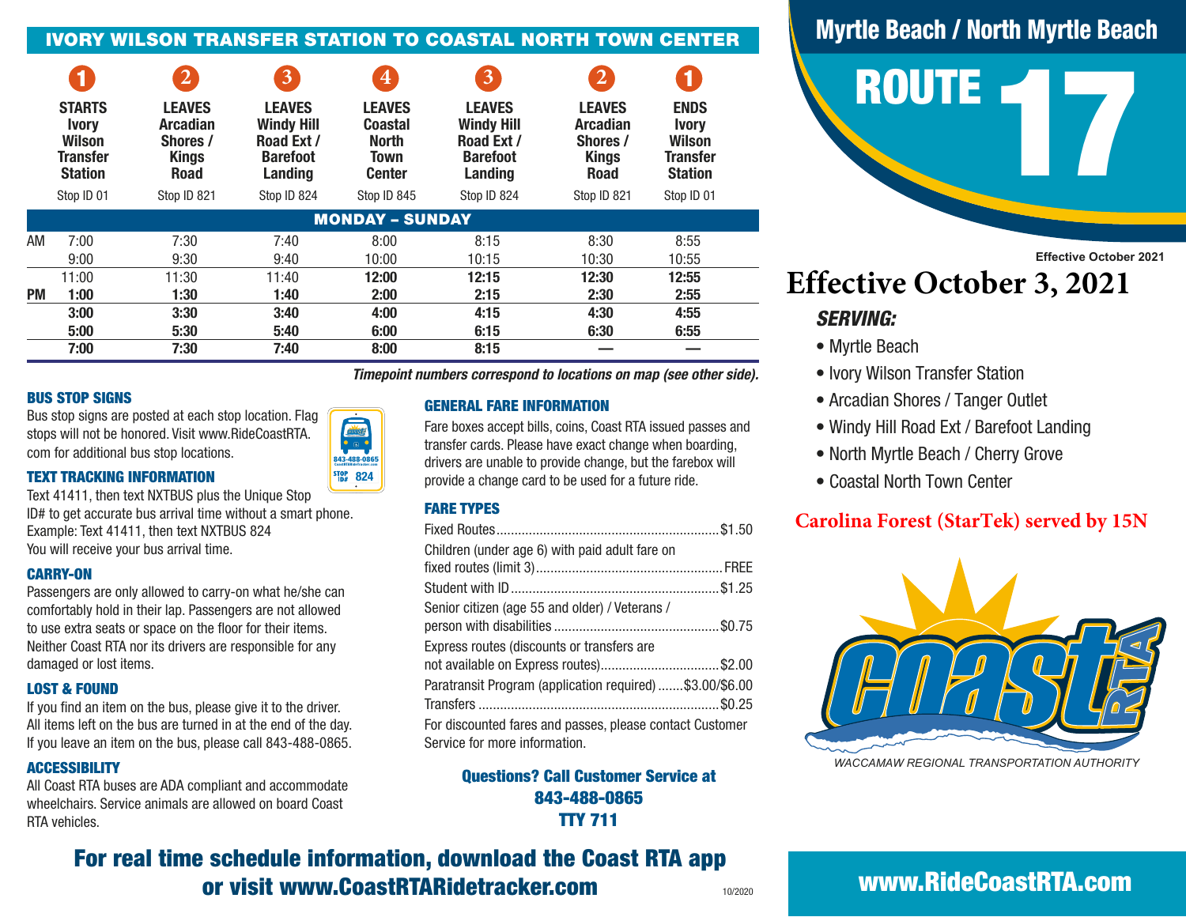## IVORY WILSON TRANSFER STATION TO COASTAL NORTH TOWN CENTER

| | 1 STARTS Ivory Wilson Transfer Station | 2 LEAVES Arcadian Shores / Kings Road | 3 LEAVES Windy Hill Road Ext / Barefoot Landing | 4 LEAVES Coastal North Town Center | 3 LEAVES Windy Hill Road Ext / Barefoot Landing | 2 LEAVES Arcadian Shores / Kings Road | 1 ENDS Ivory Wilson Transfer Station |
|---|---|---|---|---|---|---|---|
| | Stop ID 01 | Stop ID 821 | Stop ID 824 | Stop ID 845 | Stop ID 824 | Stop ID 821 | Stop ID 01 |
| **MONDAY – SUNDAY** | | | | | | | |
| AM | 7:00 | 7:30 | 7:40 | 8:00 | 8:15 | 8:30 | 8:55 |
| | 9:00 | 9:30 | 9:40 | 10:00 | 10:15 | 10:30 | 10:55 |
| | 11:00 | 11:30 | 11:40 | **12:00** | **12:15** | **12:30** | **12:55** |
| **PM** | **1:00** | **1:30** | **1:40** | **2:00** | **2:15** | **2:30** | **2:55** |
| | **3:00** | **3:30** | **3:40** | **4:00** | **4:15** | **4:30** | **4:55** |
| | **5:00** | **5:30** | **5:40** | **6:00** | **6:15** | **6:30** | **6:55** |
| | **7:00** | **7:30** | **7:40** | **8:00** | **8:15** | **—** | **—** |

*Timepoint numbers correspond to locations on map (see other side).*

### BUS STOP SIGNS

Bus stop signs are posted at each stop location. Flag stops will not be honored. Visit www.RideCoastRTA.com for additional bus stop locations.

### TEXT TRACKING INFORMATION

Text 41411, then text NXTBUS plus the Unique Stop ID# to get accurate bus arrival time without a smart phone. Example: Text 41411, then text NXTBUS 824
You will receive your bus arrival time.

### CARRY-ON

Passengers are only allowed to carry-on what he/she can comfortably hold in their lap. Passengers are not allowed to use extra seats or space on the floor for their items. Neither Coast RTA nor its drivers are responsible for any damaged or lost items.

### LOST & FOUND

If you find an item on the bus, please give it to the driver. All items left on the bus are turned in at the end of the day. If you leave an item on the bus, please call 843-488-0865.

### ACCESSIBILITY

All Coast RTA buses are ADA compliant and accommodate wheelchairs. Service animals are allowed on board Coast RTA vehicles.

### GENERAL FARE INFORMATION

Fare boxes accept bills, coins, Coast RTA issued passes and transfer cards. Please have exact change when boarding, drivers are unable to provide change, but the farebox will provide a change card to be used for a future ride.

### FARE TYPES

| | |
|---|---|
| Fixed Routes | $1.50 |
| Children (under age 6) with paid adult fare on fixed routes (limit 3) | FREE |
| Student with ID | $1.25 |
| Senior citizen (age 55 and older) / Veterans / person with disabilities | $0.75 |
| Express routes (discounts or transfers are not available on Express routes) | $2.00 |
| Paratransit Program (application required) | $3.00/$6.00 |
| Transfers | $0.25 |

For discounted fares and passes, please contact Customer Service for more information.

**Questions? Call Customer Service at 843-488-0865 TTY 711**

**For real time schedule information, download the Coast RTA app or visit www.CoastRTARidetracker.com**

10/2020

# Myrtle Beach / North Myrtle Beach

# ROUTE 17

Effective October 2021

# Effective October 3, 2021

***SERVING:***

- Myrtle Beach
- Ivory Wilson Transfer Station
- Arcadian Shores / Tanger Outlet
- Windy Hill Road Ext / Barefoot Landing
- North Myrtle Beach / Cherry Grove
- Coastal North Town Center

**Carolina Forest (StarTek) served by 15N**

Coast RTA
WACCAMAW REGIONAL TRANSPORTATION AUTHORITY

**www.RideCoastRTA.com**